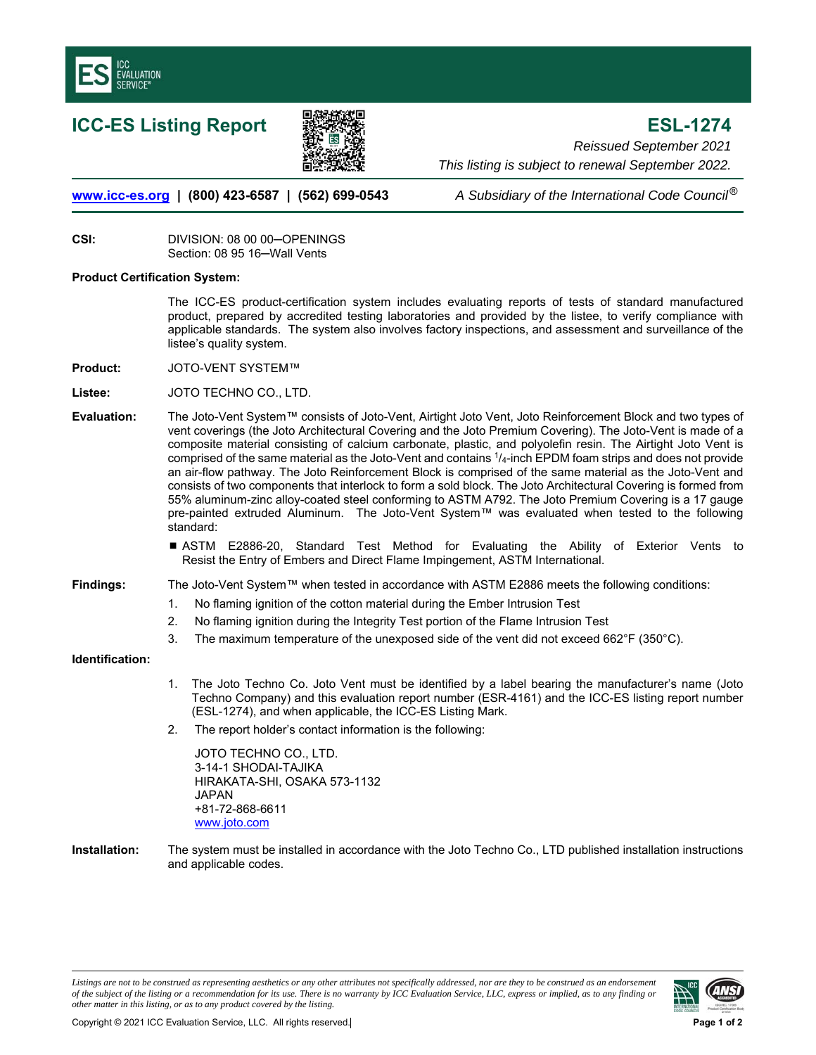# ICC-ES Listing Report

# ESL-1274

*Reissued September 2021*

*This listing is subject to renewal September 2022.*

[www.icc-es.org](http://www.icc-es.org) | (800) 423-6587 | (562) 699-0543 *A Subsidiary of the International Code Council®*

**CSI:** DIVISION: 08 00 00—OPENINGS
Section: 08 95 16—Wall Vents

**Product Certification System:**

The ICC-ES product-certification system includes evaluating reports of tests of standard manufactured product, prepared by accredited testing laboratories and provided by the listee, to verify compliance with applicable standards. The system also involves factory inspections, and assessment and surveillance of the listee's quality system.

**Product:** JOTO-VENT SYSTEM™

**Listee:** JOTO TECHNO CO., LTD.

**Evaluation:** The Joto-Vent System™ consists of Joto-Vent, Airtight Joto Vent, Joto Reinforcement Block and two types of vent coverings (the Joto Architectural Covering and the Joto Premium Covering). The Joto-Vent is made of a composite material consisting of calcium carbonate, plastic, and polyolefin resin. The Airtight Joto Vent is comprised of the same material as the Joto-Vent and contains $^{1}/_{4}$-inch EPDM foam strips and does not provide an air-flow pathway. The Joto Reinforcement Block is comprised of the same material as the Joto-Vent and consists of two components that interlock to form a sold block. The Joto Architectural Covering is formed from 55% aluminum-zinc alloy-coated steel conforming to ASTM A792. The Joto Premium Covering is a 17 gauge pre-painted extruded Aluminum. The Joto-Vent System™ was evaluated when tested to the following standard:

- ASTM E2886-20, Standard Test Method for Evaluating the Ability of Exterior Vents to Resist the Entry of Embers and Direct Flame Impingement, ASTM International.

**Findings:** The Joto-Vent System™ when tested in accordance with ASTM E2886 meets the following conditions:

1. No flaming ignition of the cotton material during the Ember Intrusion Test
2. No flaming ignition during the Integrity Test portion of the Flame Intrusion Test
3. The maximum temperature of the unexposed side of the vent did not exceed 662°F (350°C).

**Identification:**

1. The Joto Techno Co. Joto Vent must be identified by a label bearing the manufacturer's name (Joto Techno Company) and this evaluation report number (ESR-4161) and the ICC-ES listing report number (ESL-1274), and when applicable, the ICC-ES Listing Mark.
2. The report holder's contact information is the following:

   JOTO TECHNO CO., LTD.
   3-14-1 SHODAI-TAJIKA
   HIRAKATA-SHI, OSAKA 573-1132
   JAPAN
   +81-72-868-6611
   [www.joto.com](http://www.joto.com)

**Installation:** The system must be installed in accordance with the Joto Techno Co., LTD published installation instructions and applicable codes.

*Listings are not to be construed as representing aesthetics or any other attributes not specifically addressed, nor are they to be construed as an endorsement of the subject of the listing or a recommendation for its use. There is no warranty by ICC Evaluation Service, LLC, express or implied, as to any finding or other matter in this listing, or as to any product covered by the listing.*

Copyright © 2021 ICC Evaluation Service, LLC. All rights reserved.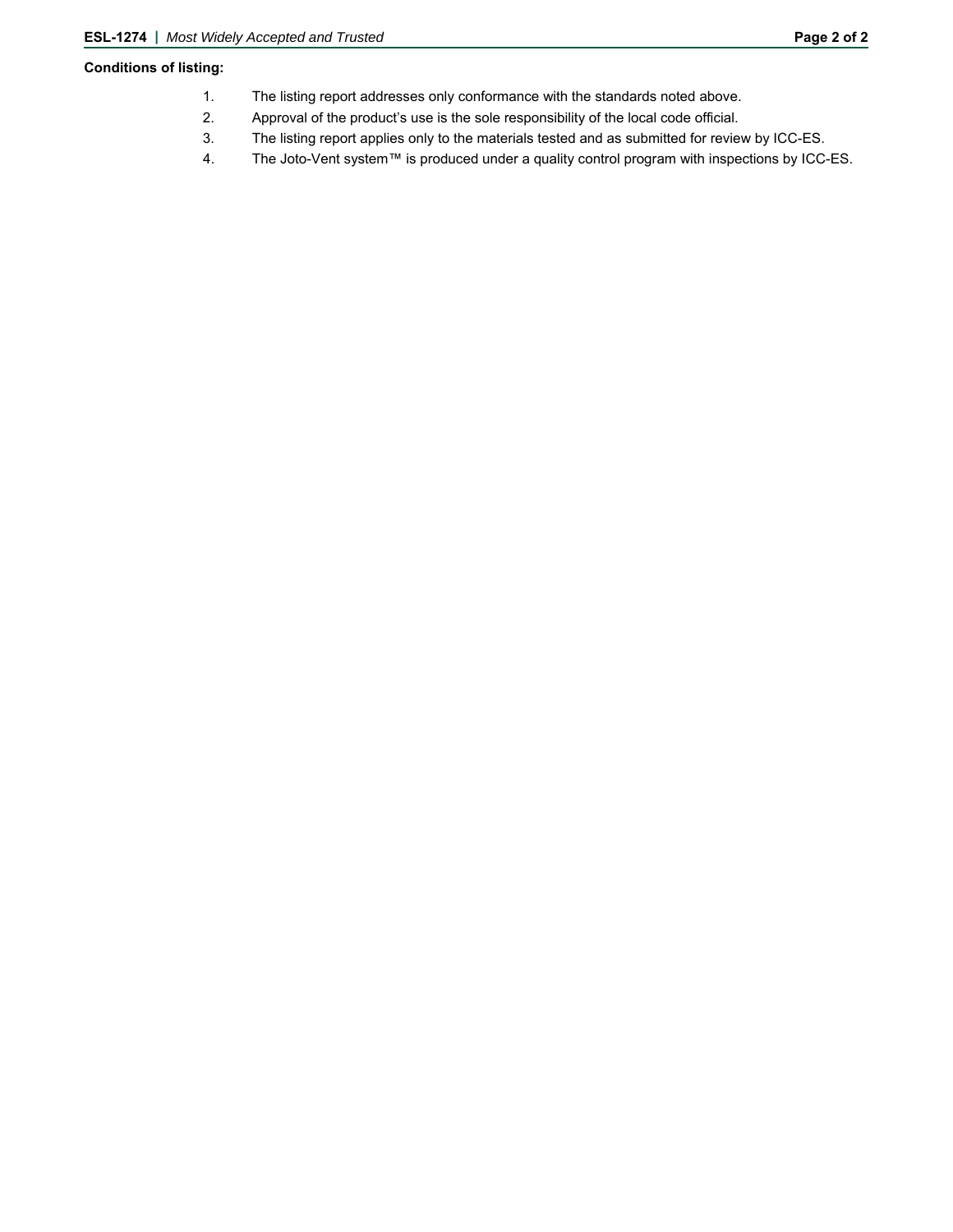**Conditions of listing:**

1. The listing report addresses only conformance with the standards noted above.
2. Approval of the product's use is the sole responsibility of the local code official.
3. The listing report applies only to the materials tested and as submitted for review by ICC-ES.
4. The Joto-Vent system™ is produced under a quality control program with inspections by ICC-ES.